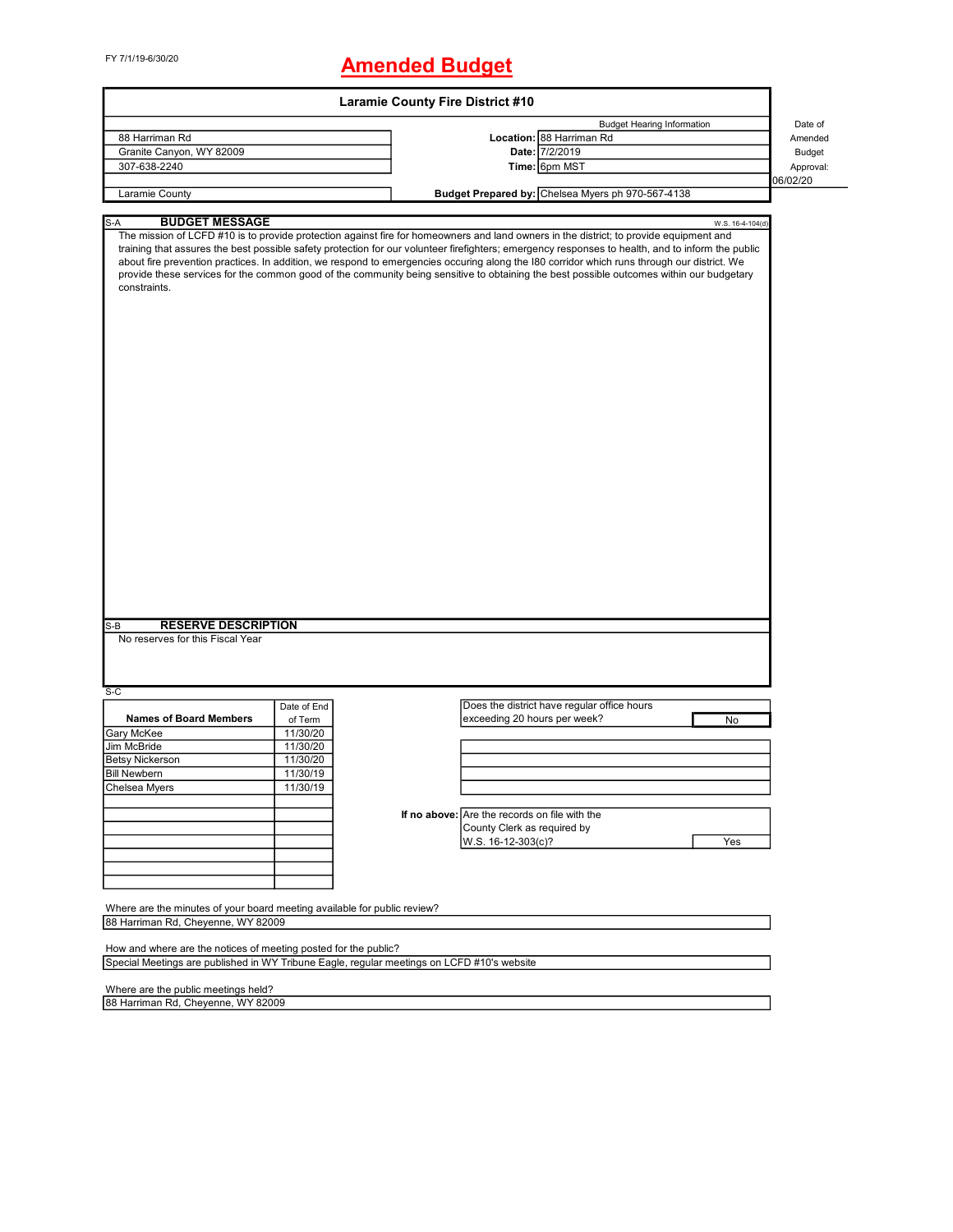FY 7/1/19-6/30/20

# Amended Budget

## Laramie County Fire District #10

| | | Budget Hearing Information | | Date of Amended Budget Approval: |
|---|---|---|---|---|
| 88 Harriman Rd | | **Location:** | 88 Harriman Rd | |
| Granite Canyon, WY 82009 | | **Date:** | 7/2/2019 | |
| 307-638-2240 | | **Time:** | 6pm MST | |
| | | | | 06/02/20 |
| Laramie County | | **Budget Prepared by:** | Chelsea Myers ph 970-567-4138 | |

S-A **BUDGET MESSAGE** W.S. 16-4-104(d)

The mission of LCFD #10 is to provide protection against fire for homeowners and land owners in the district; to provide equipment and training that assures the best possible safety protection for our volunteer firefighters; emergency responses to health, and to inform the public about fire prevention practices. In addition, we respond to emergencies occuring along the I80 corridor which runs through our district. We provide these services for the common good of the community being sensitive to obtaining the best possible outcomes within our budgetary constraints.

S-B **RESERVE DESCRIPTION**

No reserves for this Fiscal Year

S-C

| Names of Board Members | Date of End of Term |
|---|---|
| Gary McKee | 11/30/20 |
| Jim McBride | 11/30/20 |
| Betsy Nickerson | 11/30/20 |
| Bill Newbern | 11/30/19 |
| Chelsea Myers | 11/30/19 |

Does the district have regular office hours exceeding 20 hours per week? **No**

**If no above:** Are the records on file with the County Clerk as required by W.S. 16-12-303(c)? **Yes**

Where are the minutes of your board meeting available for public review?

88 Harriman Rd, Cheyenne, WY 82009

How and where are the notices of meeting posted for the public?

Special Meetings are published in WY Tribune Eagle, regular meetings on LCFD #10's website

Where are the public meetings held?

88 Harriman Rd, Cheyenne, WY 82009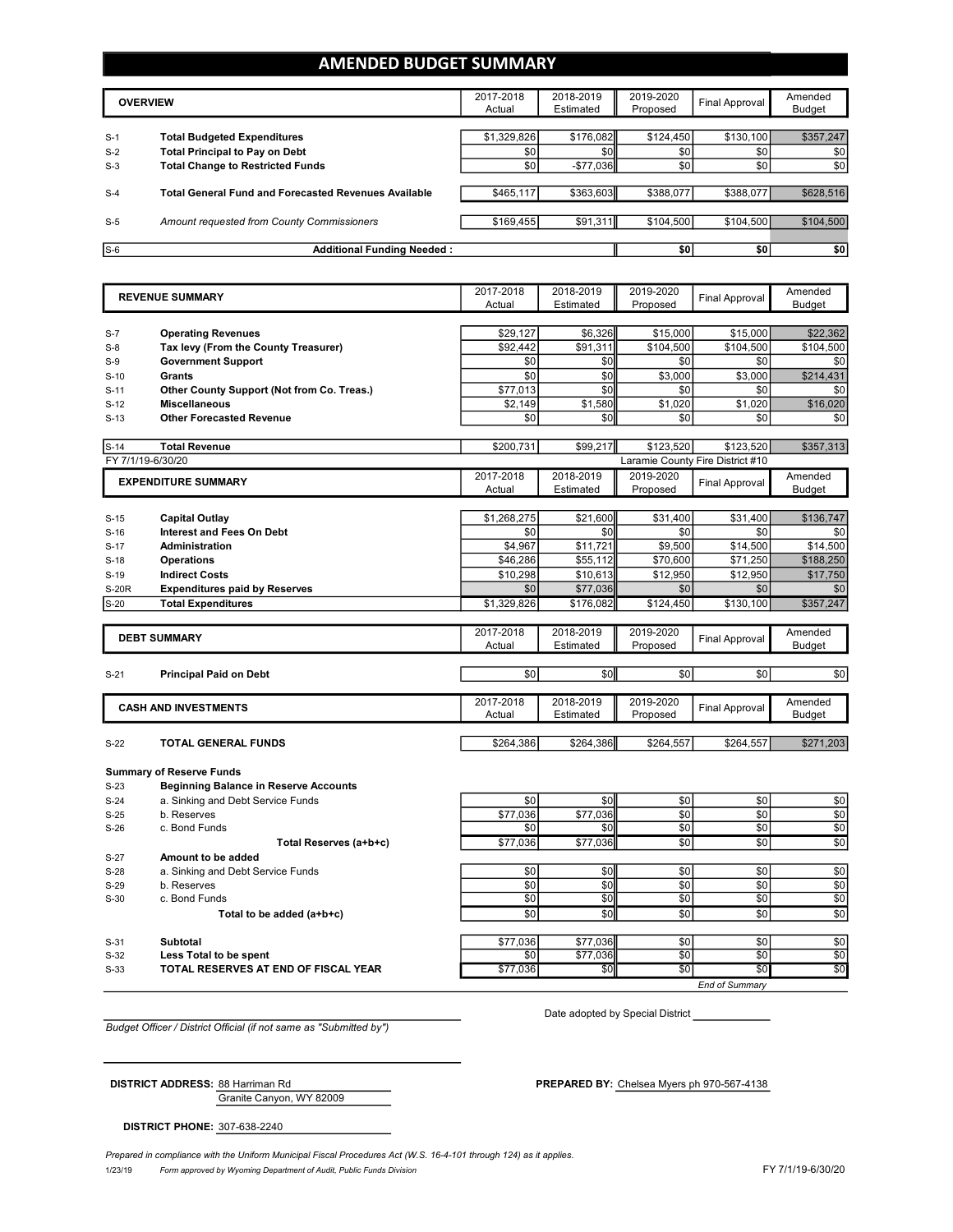# AMENDED BUDGET SUMMARY

| | OVERVIEW | 2017-2018 Actual | 2018-2019 Estimated | 2019-2020 Proposed | Final Approval | Amended Budget |
|---|---|---|---|---|---|---|
| S-1 | **Total Budgeted Expenditures** | $1,329,826 | $176,082 | $124,450 | $130,100 | $357,247 |
| S-2 | **Total Principal to Pay on Debt** | $0 | $0 | $0 | $0 | $0 |
| S-3 | **Total Change to Restricted Funds** | $0 | -$77,036 | $0 | $0 | $0 |
| S-4 | **Total General Fund and Forecasted Revenues Available** | $465,117 | $363,603 | $388,077 | $388,077 | $628,516 |
| S-5 | *Amount requested from County Commissioners* | $169,455 | $91,311 | $104,500 | $104,500 | $104,500 |
| S-6 | **Additional Funding Needed :** | | | $0 | $0 | $0 |

| | REVENUE SUMMARY | 2017-2018 Actual | 2018-2019 Estimated | 2019-2020 Proposed | Final Approval | Amended Budget |
|---|---|---|---|---|---|---|
| S-7 | **Operating Revenues** | $29,127 | $6,326 | $15,000 | $15,000 | $22,362 |
| S-8 | **Tax levy (From the County Treasurer)** | $92,442 | $91,311 | $104,500 | $104,500 | $104,500 |
| S-9 | **Government Support** | $0 | $0 | $0 | $0 | $0 |
| S-10 | **Grants** | $0 | $0 | $3,000 | $3,000 | $214,431 |
| S-11 | **Other County Support (Not from Co. Treas.)** | $77,013 | $0 | $0 | $0 | $0 |
| S-12 | **Miscellaneous** | $2,149 | $1,580 | $1,020 | $1,020 | $16,020 |
| S-13 | **Other Forecasted Revenue** | $0 | $0 | $0 | $0 | $0 |
| S-14 | **Total Revenue** | $200,731 | $99,217 | $123,520 | $123,520 | $357,313 |

FY 7/1/19-6/30/20 — Laramie County Fire District #10

| | EXPENDITURE SUMMARY | 2017-2018 Actual | 2018-2019 Estimated | 2019-2020 Proposed | Final Approval | Amended Budget |
|---|---|---|---|---|---|---|
| S-15 | **Capital Outlay** | $1,268,275 | $21,600 | $31,400 | $31,400 | $136,747 |
| S-16 | **Interest and Fees On Debt** | $0 | $0 | $0 | $0 | $0 |
| S-17 | **Administration** | $4,967 | $11,721 | $9,500 | $14,500 | $14,500 |
| S-18 | **Operations** | $46,286 | $55,112 | $70,600 | $71,250 | $188,250 |
| S-19 | **Indirect Costs** | $10,298 | $10,613 | $12,950 | $12,950 | $17,750 |
| S-20R | **Expenditures paid by Reserves** | $0 | $77,036 | $0 | $0 | $0 |
| S-20 | **Total Expenditures** | $1,329,826 | $176,082 | $124,450 | $130,100 | $357,247 |

| | DEBT SUMMARY | 2017-2018 Actual | 2018-2019 Estimated | 2019-2020 Proposed | Final Approval | Amended Budget |
|---|---|---|---|---|---|---|
| S-21 | **Principal Paid on Debt** | $0 | $0 | $0 | $0 | $0 |

| | CASH AND INVESTMENTS | 2017-2018 Actual | 2018-2019 Estimated | 2019-2020 Proposed | Final Approval | Amended Budget |
|---|---|---|---|---|---|---|
| S-22 | **TOTAL GENERAL FUNDS** | $264,386 | $264,386 | $264,557 | $264,557 | $271,203 |
| | **Summary of Reserve Funds** | | | | | |
| S-23 | **Beginning Balance in Reserve Accounts** | | | | | |
| S-24 | a. Sinking and Debt Service Funds | $0 | $0 | $0 | $0 | $0 |
| S-25 | b. Reserves | $77,036 | $77,036 | $0 | $0 | $0 |
| S-26 | c. Bond Funds | $0 | $0 | $0 | $0 | $0 |
| | **Total Reserves (a+b+c)** | $77,036 | $77,036 | $0 | $0 | $0 |
| S-27 | **Amount to be added** | | | | | |
| S-28 | a. Sinking and Debt Service Funds | $0 | $0 | $0 | $0 | $0 |
| S-29 | b. Reserves | $0 | $0 | $0 | $0 | $0 |
| S-30 | c. Bond Funds | $0 | $0 | $0 | $0 | $0 |
| | **Total to be added (a+b+c)** | $0 | $0 | $0 | $0 | $0 |
| S-31 | **Subtotal** | $77,036 | $77,036 | $0 | $0 | $0 |
| S-32 | **Less Total to be spent** | $0 | $77,036 | $0 | $0 | $0 |
| S-33 | **TOTAL RESERVES AT END OF FISCAL YEAR** | $77,036 | $0 | $0 | $0 | $0 |

*End of Summary*

Date adopted by Special District ____________

*Budget Officer / District Official (if not same as "Submitted by")*

**DISTRICT ADDRESS:** 88 Harriman Rd
Granite Canyon, WY 82009

**PREPARED BY:** Chelsea Myers ph 970-567-4138

**DISTRICT PHONE:** 307-638-2240

*Prepared in compliance with the Uniform Municipal Fiscal Procedures Act (W.S. 16-4-101 through 124) as it applies.*

1/23/19 *Form approved by Wyoming Department of Audit, Public Funds Division* FY 7/1/19-6/30/20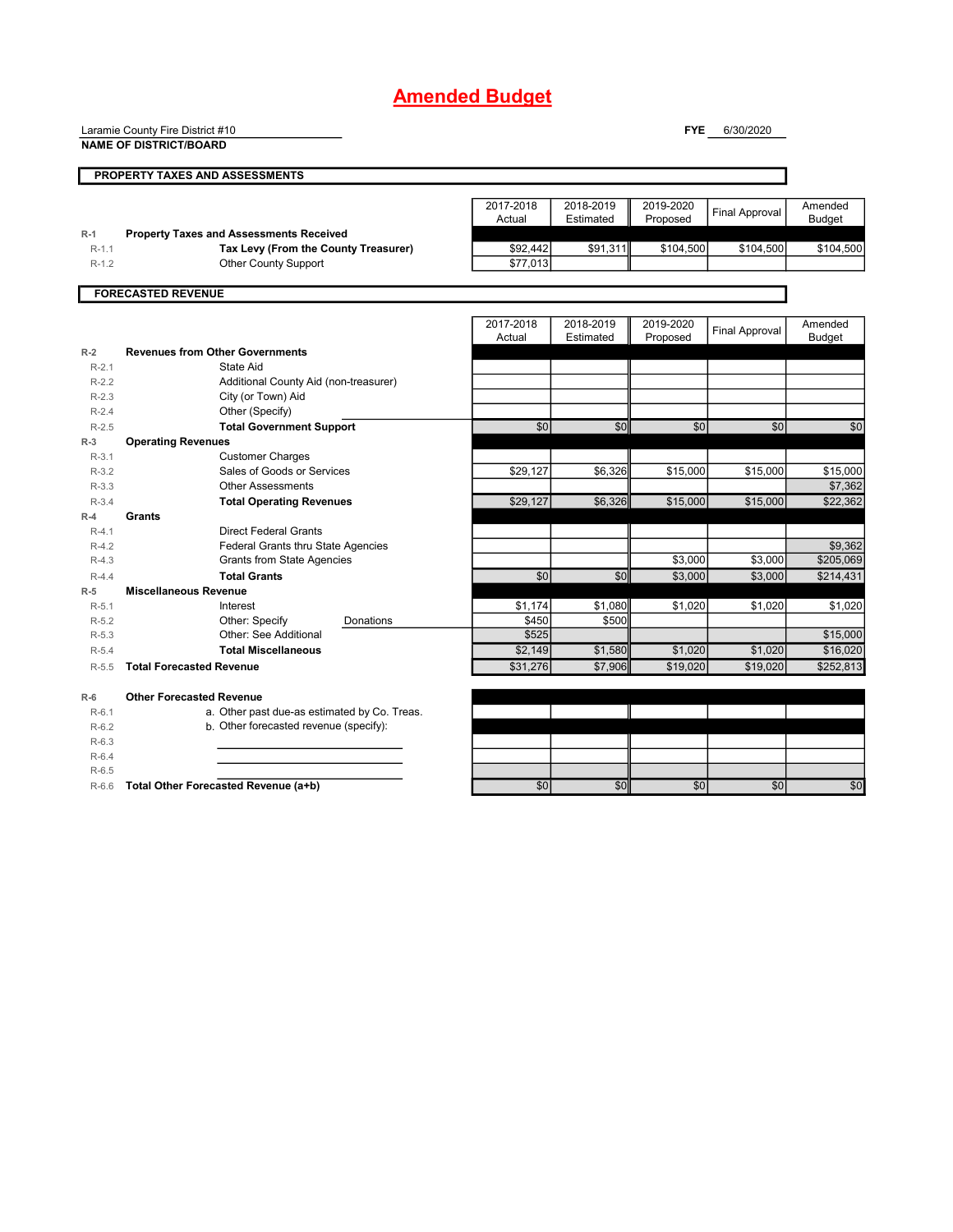# Amended Budget

Laramie County Fire District #10

**NAME OF DISTRICT/BOARD**

**FYE** 6/30/2020

## PROPERTY TAXES AND ASSESSMENTS

| | | 2017-2018 Actual | 2018-2019 Estimated | 2019-2020 Proposed | Final Approval | Amended Budget |
|---|---|---|---|---|---|---|
| R-1 | **Property Taxes and Assessments Received** | | | | | |
| R-1.1 | **Tax Levy (From the County Treasurer)** | $92,442 | $91,311 | $104,500 | $104,500 | $104,500 |
| R-1.2 | Other County Support | $77,013 | | | | |

## FORECASTED REVENUE

| | | 2017-2018 Actual | 2018-2019 Estimated | 2019-2020 Proposed | Final Approval | Amended Budget |
|---|---|---|---|---|---|---|
| R-2 | **Revenues from Other Governments** | | | | | |
| R-2.1 | State Aid | | | | | |
| R-2.2 | Additional County Aid (non-treasurer) | | | | | |
| R-2.3 | City (or Town) Aid | | | | | |
| R-2.4 | Other (Specify) | | | | | |
| R-2.5 | **Total Government Support** | $0 | $0 | $0 | $0 | $0 |
| R-3 | **Operating Revenues** | | | | | |
| R-3.1 | Customer Charges | | | | | |
| R-3.2 | Sales of Goods or Services | $29,127 | $6,326 | $15,000 | $15,000 | $15,000 |
| R-3.3 | Other Assessments | | | | | $7,362 |
| R-3.4 | **Total Operating Revenues** | $29,127 | $6,326 | $15,000 | $15,000 | $22,362 |
| R-4 | **Grants** | | | | | |
| R-4.1 | Direct Federal Grants | | | | | |
| R-4.2 | Federal Grants thru State Agencies | | | | | $9,362 |
| R-4.3 | Grants from State Agencies | | | $3,000 | $3,000 | $205,069 |
| R-4.4 | **Total Grants** | $0 | $0 | $3,000 | $3,000 | $214,431 |
| R-5 | **Miscellaneous Revenue** | | | | | |
| R-5.1 | Interest | $1,174 | $1,080 | $1,020 | $1,020 | $1,020 |
| R-5.2 | Other: Specify Donations | $450 | $500 | | | |
| R-5.3 | Other: See Additional | $525 | | | | $15,000 |
| R-5.4 | **Total Miscellaneous** | $2,149 | $1,580 | $1,020 | $1,020 | $16,020 |
| R-5.5 | **Total Forecasted Revenue** | $31,276 | $7,906 | $19,020 | $19,020 | $252,813 |
| R-6 | **Other Forecasted Revenue** | | | | | |
| R-6.1 | a. Other past due-as estimated by Co. Treas. | | | | | |
| R-6.2 | b. Other forecasted revenue (specify): | | | | | |
| R-6.3 | | | | | | |
| R-6.4 | | | | | | |
| R-6.5 | | | | | | |
| R-6.6 | **Total Other Forecasted Revenue (a+b)** | $0 | $0 | $0 | $0 | $0 |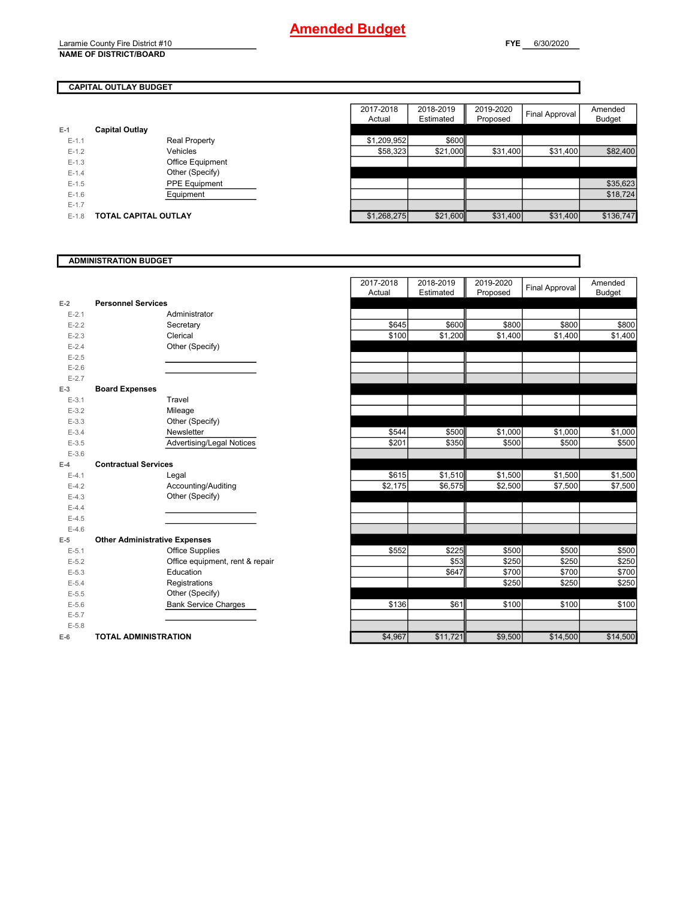# Amended Budget

Laramie County Fire District #10
**NAME OF DISTRICT/BOARD**

**FYE** 6/30/2020

## CAPITAL OUTLAY BUDGET

| | | | 2017-2018 Actual | 2018-2019 Estimated | 2019-2020 Proposed | Final Approval | Amended Budget |
|---|---|---|---|---|---|---|---|
| E-1 | **Capital Outlay** | | | | | | |
| E-1.1 | | Real Property | $1,209,952 | $600 | | | |
| E-1.2 | | Vehicles | $58,323 | $21,000 | $31,400 | $31,400 | $82,400 |
| E-1.3 | | Office Equipment | | | | | |
| E-1.4 | | Other (Specify) | | | | | |
| E-1.5 | | PPE Equipment | | | | | $35,623 |
| E-1.6 | | Equipment | | | | | $18,724 |
| E-1.7 | | | | | | | |
| E-1.8 | **TOTAL CAPITAL OUTLAY** | | $1,268,275 | $21,600 | $31,400 | $31,400 | $136,747 |

## ADMINISTRATION BUDGET

| | | | 2017-2018 Actual | 2018-2019 Estimated | 2019-2020 Proposed | Final Approval | Amended Budget |
|---|---|---|---|---|---|---|---|
| E-2 | **Personnel Services** | | | | | | |
| E-2.1 | | Administrator | | | | | |
| E-2.2 | | Secretary | $645 | $600 | $800 | $800 | $800 |
| E-2.3 | | Clerical | $100 | $1,200 | $1,400 | $1,400 | $1,400 |
| E-2.4 | | Other (Specify) | | | | | |
| E-2.5 | | | | | | | |
| E-2.6 | | | | | | | |
| E-2.7 | | | | | | | |
| E-3 | **Board Expenses** | | | | | | |
| E-3.1 | | Travel | | | | | |
| E-3.2 | | Mileage | | | | | |
| E-3.3 | | Other (Specify) | | | | | |
| E-3.4 | | Newsletter | $544 | $500 | $1,000 | $1,000 | $1,000 |
| E-3.5 | | Advertising/Legal Notices | $201 | $350 | $500 | $500 | $500 |
| E-3.6 | | | | | | | |
| E-4 | **Contractual Services** | | | | | | |
| E-4.1 | | Legal | $615 | $1,510 | $1,500 | $1,500 | $1,500 |
| E-4.2 | | Accounting/Auditing | $2,175 | $6,575 | $2,500 | $7,500 | $7,500 |
| E-4.3 | | Other (Specify) | | | | | |
| E-4.4 | | | | | | | |
| E-4.5 | | | | | | | |
| E-4.6 | | | | | | | |
| E-5 | **Other Administrative Expenses** | | | | | | |
| E-5.1 | | Office Supplies | $552 | $225 | $500 | $500 | $500 |
| E-5.2 | | Office equipment, rent & repair | | $53 | $250 | $250 | $250 |
| E-5.3 | | Education | | $647 | $700 | $700 | $700 |
| E-5.4 | | Registrations | | | $250 | $250 | $250 |
| E-5.5 | | Other (Specify) | | | | | |
| E-5.6 | | Bank Service Charges | $136 | $61 | $100 | $100 | $100 |
| E-5.7 | | | | | | | |
| E-5.8 | | | | | | | |
| E-6 | **TOTAL ADMINISTRATION** | | $4,967 | $11,721 | $9,500 | $14,500 | $14,500 |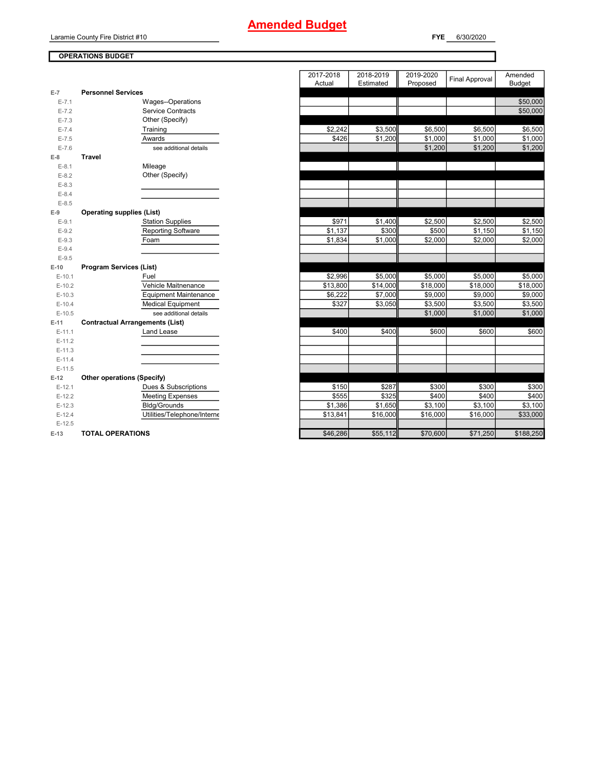# Amended Budget

Laramie County Fire District #10

**FYE** 6/30/2020

**OPERATIONS BUDGET**

| | | 2017-2018 Actual | 2018-2019 Estimated | 2019-2020 Proposed | Final Approval | Amended Budget |
|---|---|---|---|---|---|---|
| E-7 | **Personnel Services** | | | | | |
| E-7.1 | Wages--Operations | | | | | $50,000 |
| E-7.2 | Service Contracts | | | | | $50,000 |
| E-7.3 | Other (Specify) | | | | | |
| E-7.4 | Training | $2,242 | $3,500 | $6,500 | $6,500 | $6,500 |
| E-7.5 | Awards | $426 | $1,200 | $1,000 | $1,000 | $1,000 |
| E-7.6 | see additional details | | | $1,200 | $1,200 | $1,200 |
| E-8 | **Travel** | | | | | |
| E-8.1 | Mileage | | | | | |
| E-8.2 | Other (Specify) | | | | | |
| E-8.3 | | | | | | |
| E-8.4 | | | | | | |
| E-8.5 | | | | | | |
| E-9 | **Operating supplies (List)** | | | | | |
| E-9.1 | Station Supplies | $971 | $1,400 | $2,500 | $2,500 | $2,500 |
| E-9.2 | Reporting Software | $1,137 | $300 | $500 | $1,150 | $1,150 |
| E-9.3 | Foam | $1,834 | $1,000 | $2,000 | $2,000 | $2,000 |
| E-9.4 | | | | | | |
| E-9.5 | | | | | | |
| E-10 | **Program Services (List)** | | | | | |
| E-10.1 | Fuel | $2,996 | $5,000 | $5,000 | $5,000 | $5,000 |
| E-10.2 | Vehicle Maitenance | $13,800 | $14,000 | $18,000 | $18,000 | $18,000 |
| E-10.3 | Equipment Maintenance | $6,222 | $7,000 | $9,000 | $9,000 | $9,000 |
| E-10.4 | Medical Equipment | $327 | $3,050 | $3,500 | $3,500 | $3,500 |
| E-10.5 | see additional details | | | $1,000 | $1,000 | $1,000 |
| E-11 | **Contractual Arrangements (List)** | | | | | |
| E-11.1 | Land Lease | $400 | $400 | $600 | $600 | $600 |
| E-11.2 | | | | | | |
| E-11.3 | | | | | | |
| E-11.4 | | | | | | |
| E-11.5 | | | | | | |
| E-12 | **Other operations (Specify)** | | | | | |
| E-12.1 | Dues & Subscriptions | $150 | $287 | $300 | $300 | $300 |
| E-12.2 | Meeting Expenses | $555 | $325 | $400 | $400 | $400 |
| E-12.3 | Bldg/Grounds | $1,386 | $1,650 | $3,100 | $3,100 | $3,100 |
| E-12.4 | Utilities/Telephone/Interne | $13,841 | $16,000 | $16,000 | $16,000 | $33,000 |
| E-12.5 | | | | | | |
| E-13 | **TOTAL OPERATIONS** | $46,286 | $55,112 | $70,600 | $71,250 | $188,250 |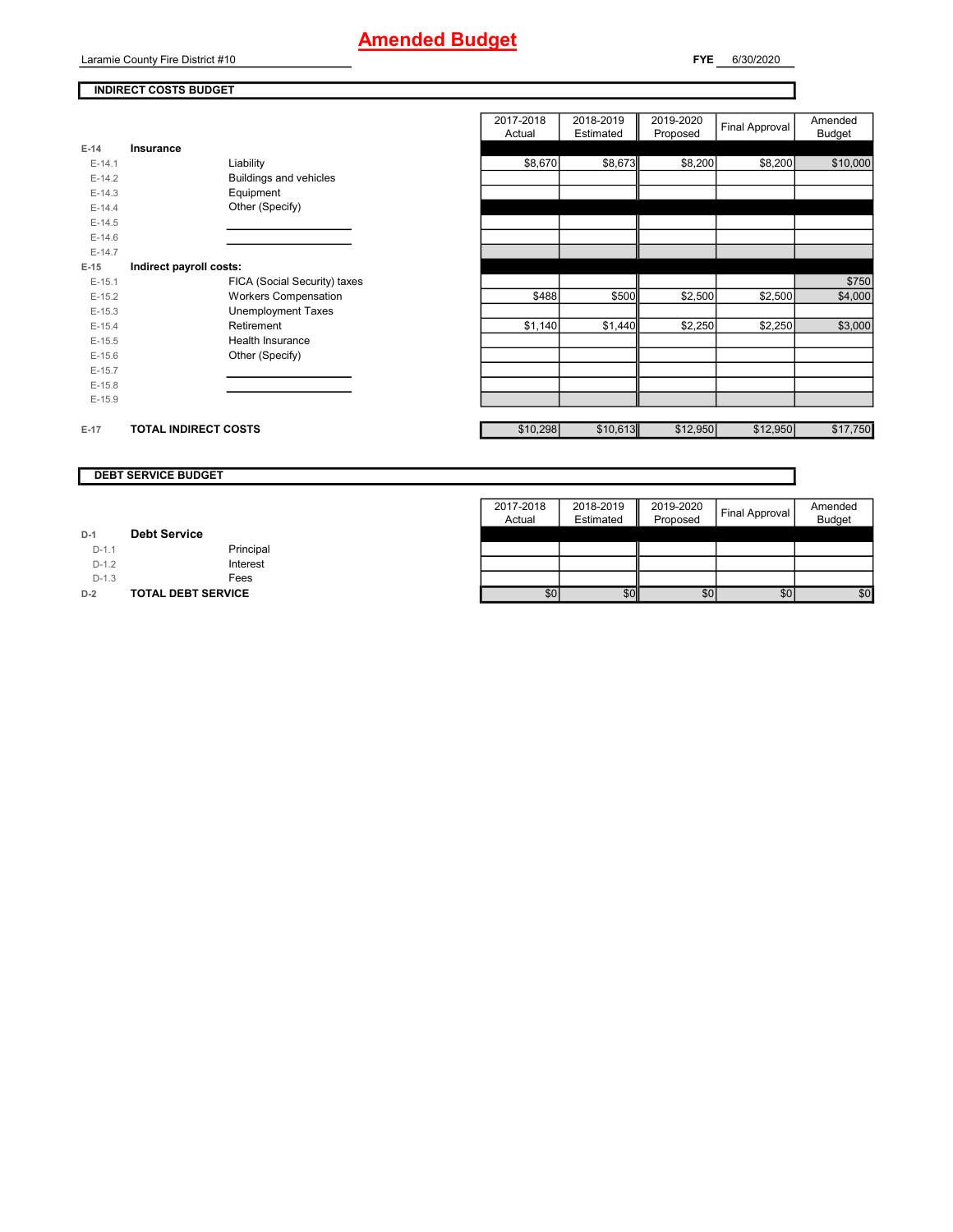# Amended Budget

Laramie County Fire District #10

**FYE** 6/30/2020

## INDIRECT COSTS BUDGET

| | | | 2017-2018 Actual | 2018-2019 Estimated | 2019-2020 Proposed | Final Approval | Amended Budget |
|---|---|---|---|---|---|---|---|
| E-14 | **Insurance** | | | | | | |
| E-14.1 | | Liability | $8,670 | $8,673 | $8,200 | $8,200 | $10,000 |
| E-14.2 | | Buildings and vehicles | | | | | |
| E-14.3 | | Equipment | | | | | |
| E-14.4 | | Other (Specify) | | | | | |
| E-14.5 | | | | | | | |
| E-14.6 | | | | | | | |
| E-14.7 | | | | | | | |
| E-15 | **Indirect payroll costs:** | | | | | | |
| E-15.1 | | FICA (Social Security) taxes | | | | | $750 |
| E-15.2 | | Workers Compensation | $488 | $500 | $2,500 | $2,500 | $4,000 |
| E-15.3 | | Unemployment Taxes | | | | | |
| E-15.4 | | Retirement | $1,140 | $1,440 | $2,250 | $2,250 | $3,000 |
| E-15.5 | | Health Insurance | | | | | |
| E-15.6 | | Other (Specify) | | | | | |
| E-15.7 | | | | | | | |
| E-15.8 | | | | | | | |
| E-15.9 | | | | | | | |
| E-17 | **TOTAL INDIRECT COSTS** | | $10,298 | $10,613 | $12,950 | $12,950 | $17,750 |

## DEBT SERVICE BUDGET

| | | | 2017-2018 Actual | 2018-2019 Estimated | 2019-2020 Proposed | Final Approval | Amended Budget |
|---|---|---|---|---|---|---|---|
| D-1 | **Debt Service** | | | | | | |
| D-1.1 | | Principal | | | | | |
| D-1.2 | | Interest | | | | | |
| D-1.3 | | Fees | | | | | |
| D-2 | **TOTAL DEBT SERVICE** | | $0 | $0 | $0 | $0 | $0 |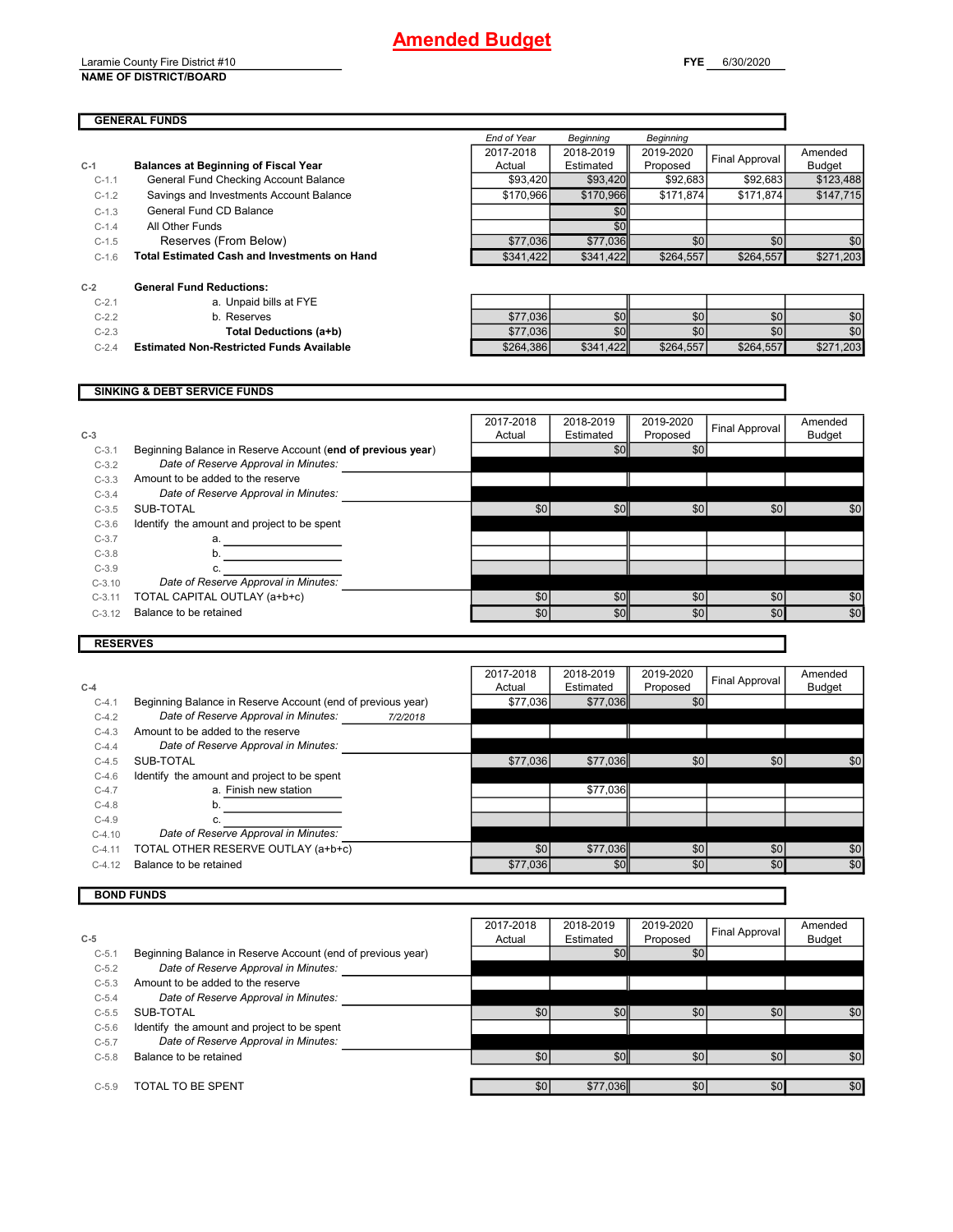# Amended Budget

Laramie County Fire District #10
**NAME OF DISTRICT/BOARD**

**FYE** 6/30/2020

## GENERAL FUNDS

| | | End of Year 2017-2018 Actual | Beginning 2018-2019 Estimated | Beginning 2019-2020 Proposed | Final Approval | Amended Budget |
|---|---|---|---|---|---|---|
| C-1 | **Balances at Beginning of Fiscal Year** | | | | | |
| C-1.1 | General Fund Checking Account Balance | $93,420 | $93,420 | $92,683 | $92,683 | $123,488 |
| C-1.2 | Savings and Investments Account Balance | $170,966 | $170,966 | $171,874 | $171,874 | $147,715 |
| C-1.3 | General Fund CD Balance | | $0 | | | |
| C-1.4 | All Other Funds | | $0 | | | |
| C-1.5 | Reserves (From Below) | $77,036 | $77,036 | $0 | $0 | $0 |
| C-1.6 | **Total Estimated Cash and Investments on Hand** | $341,422 | $341,422 | $264,557 | $264,557 | $271,203 |
| C-2 | **General Fund Reductions:** | | | | | |
| C-2.1 | a. Unpaid bills at FYE | | | | | |
| C-2.2 | b. Reserves | $77,036 | $0 | $0 | $0 | $0 |
| C-2.3 | **Total Deductions (a+b)** | $77,036 | $0 | $0 | $0 | $0 |
| C-2.4 | **Estimated Non-Restricted Funds Available** | $264,386 | $341,422 | $264,557 | $264,557 | $271,203 |

## SINKING & DEBT SERVICE FUNDS

| C-3 | | 2017-2018 Actual | 2018-2019 Estimated | 2019-2020 Proposed | Final Approval | Amended Budget |
|---|---|---|---|---|---|---|
| C-3.1 | Beginning Balance in Reserve Account (end of previous year) | | $0 | $0 | | |
| C-3.2 | *Date of Reserve Approval in Minutes:* | | | | | |
| C-3.3 | Amount to be added to the reserve | | | | | |
| C-3.4 | *Date of Reserve Approval in Minutes:* | | | | | |
| C-3.5 | SUB-TOTAL | $0 | $0 | $0 | $0 | $0 |
| C-3.6 | Identify the amount and project to be spent | | | | | |
| C-3.7 | a. | | | | | |
| C-3.8 | b. | | | | | |
| C-3.9 | c. | | | | | |
| C-3.10 | *Date of Reserve Approval in Minutes:* | | | | | |
| C-3.11 | TOTAL CAPITAL OUTLAY (a+b+c) | $0 | $0 | $0 | $0 | $0 |
| C-3.12 | Balance to be retained | $0 | $0 | $0 | $0 | $0 |

## RESERVES

| C-4 | | 2017-2018 Actual | 2018-2019 Estimated | 2019-2020 Proposed | Final Approval | Amended Budget |
|---|---|---|---|---|---|---|
| C-4.1 | Beginning Balance in Reserve Account (end of previous year) | $77,036 | $77,036 | $0 | | |
| C-4.2 | *Date of Reserve Approval in Minutes:* 7/2/2018 | | | | | |
| C-4.3 | Amount to be added to the reserve | | | | | |
| C-4.4 | *Date of Reserve Approval in Minutes:* | | | | | |
| C-4.5 | SUB-TOTAL | $77,036 | $77,036 | $0 | $0 | $0 |
| C-4.6 | Identify the amount and project to be spent | | | | | |
| C-4.7 | a. Finish new station | | $77,036 | | | |
| C-4.8 | b. | | | | | |
| C-4.9 | c. | | | | | |
| C-4.10 | *Date of Reserve Approval in Minutes:* | | | | | |
| C-4.11 | TOTAL OTHER RESERVE OUTLAY (a+b+c) | $0 | $77,036 | $0 | $0 | $0 |
| C-4.12 | Balance to be retained | $77,036 | $0 | $0 | $0 | $0 |

## BOND FUNDS

| C-5 | | 2017-2018 Actual | 2018-2019 Estimated | 2019-2020 Proposed | Final Approval | Amended Budget |
|---|---|---|---|---|---|---|
| C-5.1 | Beginning Balance in Reserve Account (end of previous year) | | $0 | $0 | | |
| C-5.2 | *Date of Reserve Approval in Minutes:* | | | | | |
| C-5.3 | Amount to be added to the reserve | | | | | |
| C-5.4 | *Date of Reserve Approval in Minutes:* | | | | | |
| C-5.5 | SUB-TOTAL | $0 | $0 | $0 | $0 | $0 |
| C-5.6 | Identify the amount and project to be spent | | | | | |
| C-5.7 | *Date of Reserve Approval in Minutes:* | | | | | |
| C-5.8 | Balance to be retained | $0 | $0 | $0 | $0 | $0 |
| C-5.9 | TOTAL TO BE SPENT | $0 | $77,036 | $0 | $0 | $0 |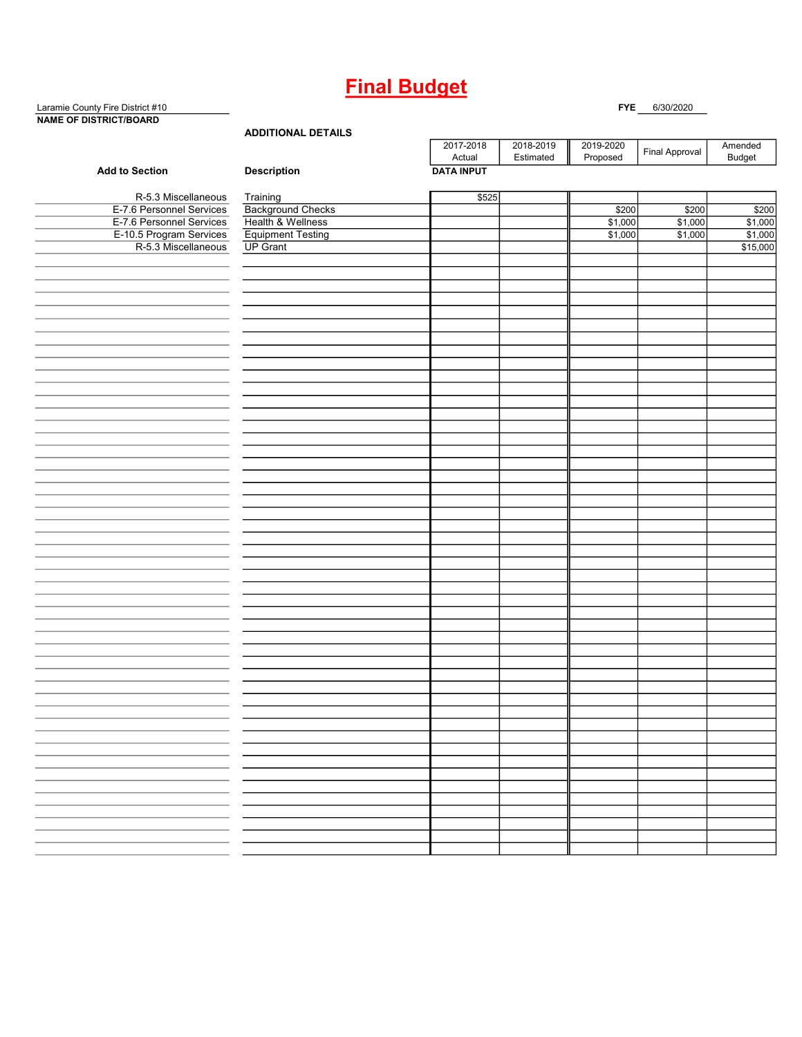# Final Budget

Laramie County Fire District #10
**NAME OF DISTRICT/BOARD**

**FYE** 6/30/2020

**ADDITIONAL DETAILS**

| Add to Section | Description | 2017-2018 Actual | 2018-2019 Estimated | 2019-2020 Proposed | Final Approval | Amended Budget |
|---|---|---|---|---|---|---|
| | | **DATA INPUT** | | | | |
| R-5.3 Miscellaneous | Training | $525 | | | | |
| E-7.6 Personnel Services | Background Checks | | | $200 | $200 | $200 |
| E-7.6 Personnel Services | Health & Wellness | | | $1,000 | $1,000 | $1,000 |
| E-10.5 Program Services | Equipment Testing | | | $1,000 | $1,000 | $1,000 |
| R-5.3 Miscellaneous | UP Grant | | | | | $15,000 |